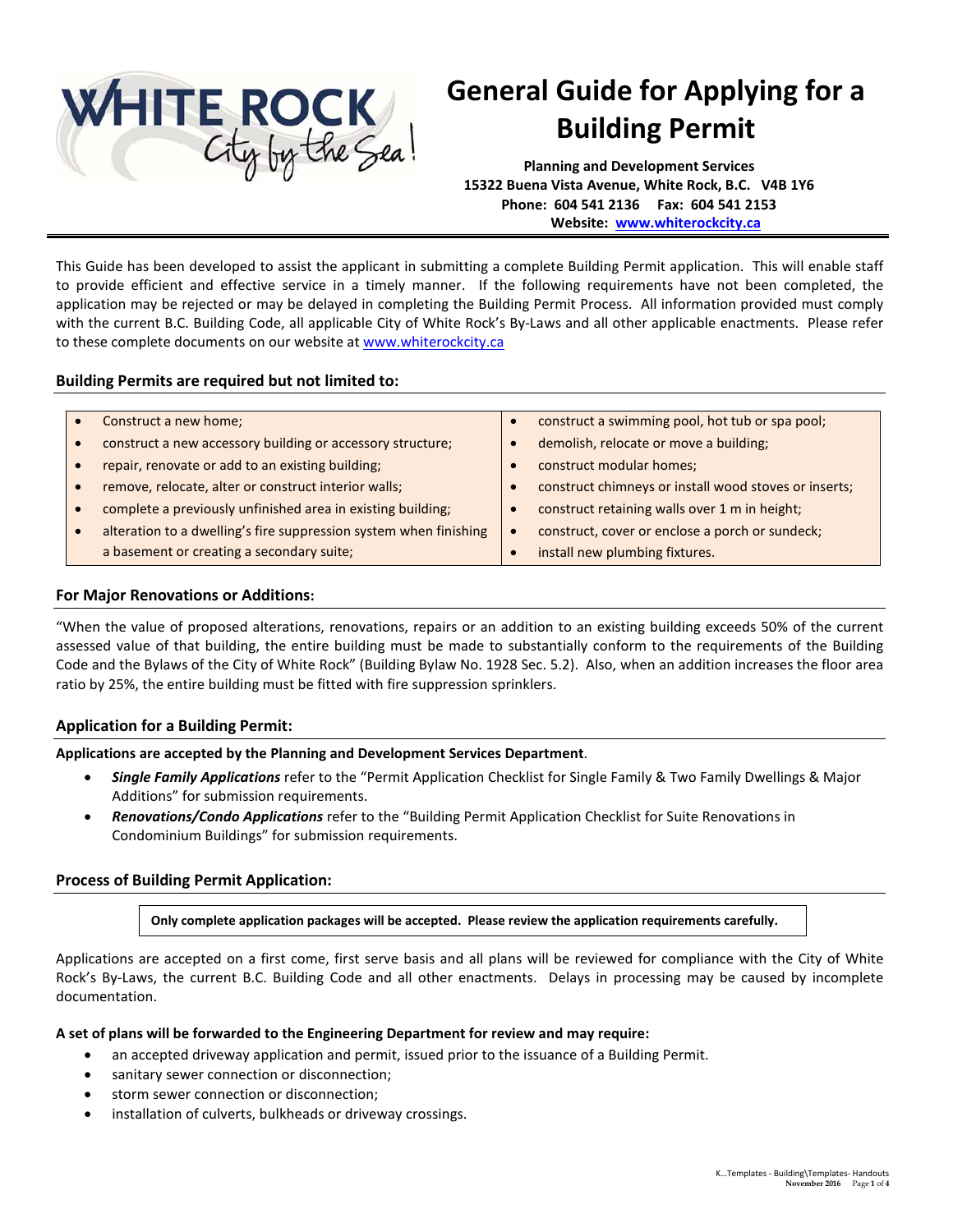# General Guide for Applying for a Building Permit

**Planning and Development Services**
**15322 Buena Vista Avenue, White Rock, B.C. V4B 1Y6**
**Phone: 604 541 2136 Fax: 604 541 2153**
**Website: www.whiterockcity.ca**

This Guide has been developed to assist the applicant in submitting a complete Building Permit application. This will enable staff to provide efficient and effective service in a timely manner. If the following requirements have not been completed, the application may be rejected or may be delayed in completing the Building Permit Process. All information provided must comply with the current B.C. Building Code, all applicable City of White Rock's By-Laws and all other applicable enactments. Please refer to these complete documents on our website at www.whiterockcity.ca

## Building Permits are required but not limited to:

- Construct a new home;
- construct a new accessory building or accessory structure;
- repair, renovate or add to an existing building;
- remove, relocate, alter or construct interior walls;
- complete a previously unfinished area in existing building;
- alteration to a dwelling's fire suppression system when finishing a basement or creating a secondary suite;
- construct a swimming pool, hot tub or spa pool;
- demolish, relocate or move a building;
- construct modular homes;
- construct chimneys or install wood stoves or inserts;
- construct retaining walls over 1 m in height;
- construct, cover or enclose a porch or sundeck;
- install new plumbing fixtures.

## For Major Renovations or Additions:

"When the value of proposed alterations, renovations, repairs or an addition to an existing building exceeds 50% of the current assessed value of that building, the entire building must be made to substantially conform to the requirements of the Building Code and the Bylaws of the City of White Rock" (Building Bylaw No. 1928 Sec. 5.2). Also, when an addition increases the floor area ratio by 25%, the entire building must be fitted with fire suppression sprinklers.

## Application for a Building Permit:

**Applications are accepted by the Planning and Development Services Department**.

- ***Single Family Applications*** refer to the "Permit Application Checklist for Single Family & Two Family Dwellings & Major Additions" for submission requirements.
- ***Renovations/Condo Applications*** refer to the "Building Permit Application Checklist for Suite Renovations in Condominium Buildings" for submission requirements.

## Process of Building Permit Application:

**Only complete application packages will be accepted. Please review the application requirements carefully.**

Applications are accepted on a first come, first serve basis and all plans will be reviewed for compliance with the City of White Rock's By-Laws, the current B.C. Building Code and all other enactments. Delays in processing may be caused by incomplete documentation.

**A set of plans will be forwarded to the Engineering Department for review and may require:**

- an accepted driveway application and permit, issued prior to the issuance of a Building Permit.
- sanitary sewer connection or disconnection;
- storm sewer connection or disconnection;
- installation of culverts, bulkheads or driveway crossings.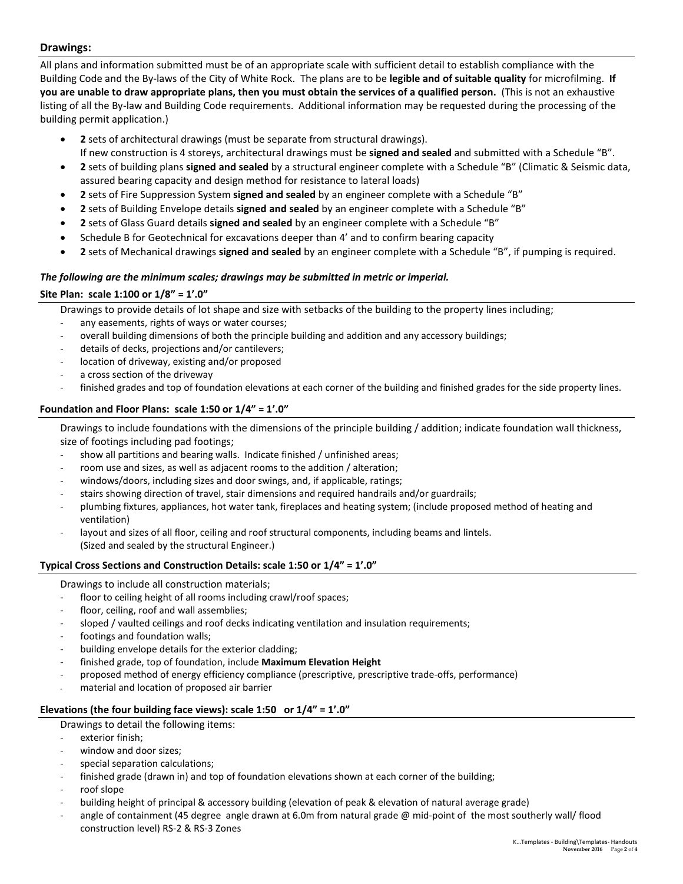## Drawings:

All plans and information submitted must be of an appropriate scale with sufficient detail to establish compliance with the Building Code and the By-laws of the City of White Rock. The plans are to be **legible and of suitable quality** for microfilming. **If you are unable to draw appropriate plans, then you must obtain the services of a qualified person.** (This is not an exhaustive listing of all the By-law and Building Code requirements. Additional information may be requested during the processing of the building permit application.)

- **2** sets of architectural drawings (must be separate from structural drawings). If new construction is 4 storeys, architectural drawings must be **signed and sealed** and submitted with a Schedule "B".
- **2** sets of building plans **signed and sealed** by a structural engineer complete with a Schedule "B" (Climatic & Seismic data, assured bearing capacity and design method for resistance to lateral loads)
- **2** sets of Fire Suppression System **signed and sealed** by an engineer complete with a Schedule "B"
- **2** sets of Building Envelope details **signed and sealed** by an engineer complete with a Schedule "B"
- **2** sets of Glass Guard details **signed and sealed** by an engineer complete with a Schedule "B"
- Schedule B for Geotechnical for excavations deeper than 4' and to confirm bearing capacity
- **2** sets of Mechanical drawings **signed and sealed** by an engineer complete with a Schedule "B", if pumping is required.

***The following are the minimum scales; drawings may be submitted in metric or imperial.***

### Site Plan: scale 1:100 or 1/8" = 1'.0"

Drawings to provide details of lot shape and size with setbacks of the building to the property lines including;

- any easements, rights of ways or water courses;
- overall building dimensions of both the principle building and addition and any accessory buildings;
- details of decks, projections and/or cantilevers;
- location of driveway, existing and/or proposed
- a cross section of the driveway
- finished grades and top of foundation elevations at each corner of the building and finished grades for the side property lines.

### Foundation and Floor Plans: scale 1:50 or 1/4" = 1'.0"

Drawings to include foundations with the dimensions of the principle building / addition; indicate foundation wall thickness, size of footings including pad footings;

- show all partitions and bearing walls. Indicate finished / unfinished areas;
- room use and sizes, as well as adjacent rooms to the addition / alteration;
- windows/doors, including sizes and door swings, and, if applicable, ratings;
- stairs showing direction of travel, stair dimensions and required handrails and/or guardrails;
- plumbing fixtures, appliances, hot water tank, fireplaces and heating system; (include proposed method of heating and ventilation)
- layout and sizes of all floor, ceiling and roof structural components, including beams and lintels. (Sized and sealed by the structural Engineer.)

### Typical Cross Sections and Construction Details: scale 1:50 or 1/4" = 1'.0"

Drawings to include all construction materials;

- floor to ceiling height of all rooms including crawl/roof spaces;
- floor, ceiling, roof and wall assemblies;
- sloped / vaulted ceilings and roof decks indicating ventilation and insulation requirements;
- footings and foundation walls;
- building envelope details for the exterior cladding;
- finished grade, top of foundation, include **Maximum Elevation Height**
- proposed method of energy efficiency compliance (prescriptive, prescriptive trade-offs, performance)
- material and location of proposed air barrier

### Elevations (the four building face views): scale 1:50 or 1/4" = 1'.0"

Drawings to detail the following items:

- exterior finish;
- window and door sizes;
- special separation calculations;
- finished grade (drawn in) and top of foundation elevations shown at each corner of the building;
- roof slope
- building height of principal & accessory building (elevation of peak & elevation of natural average grade)
- angle of containment (45 degree angle drawn at 6.0m from natural grade @ mid-point of the most southerly wall/ flood construction level) RS-2 & RS-3 Zones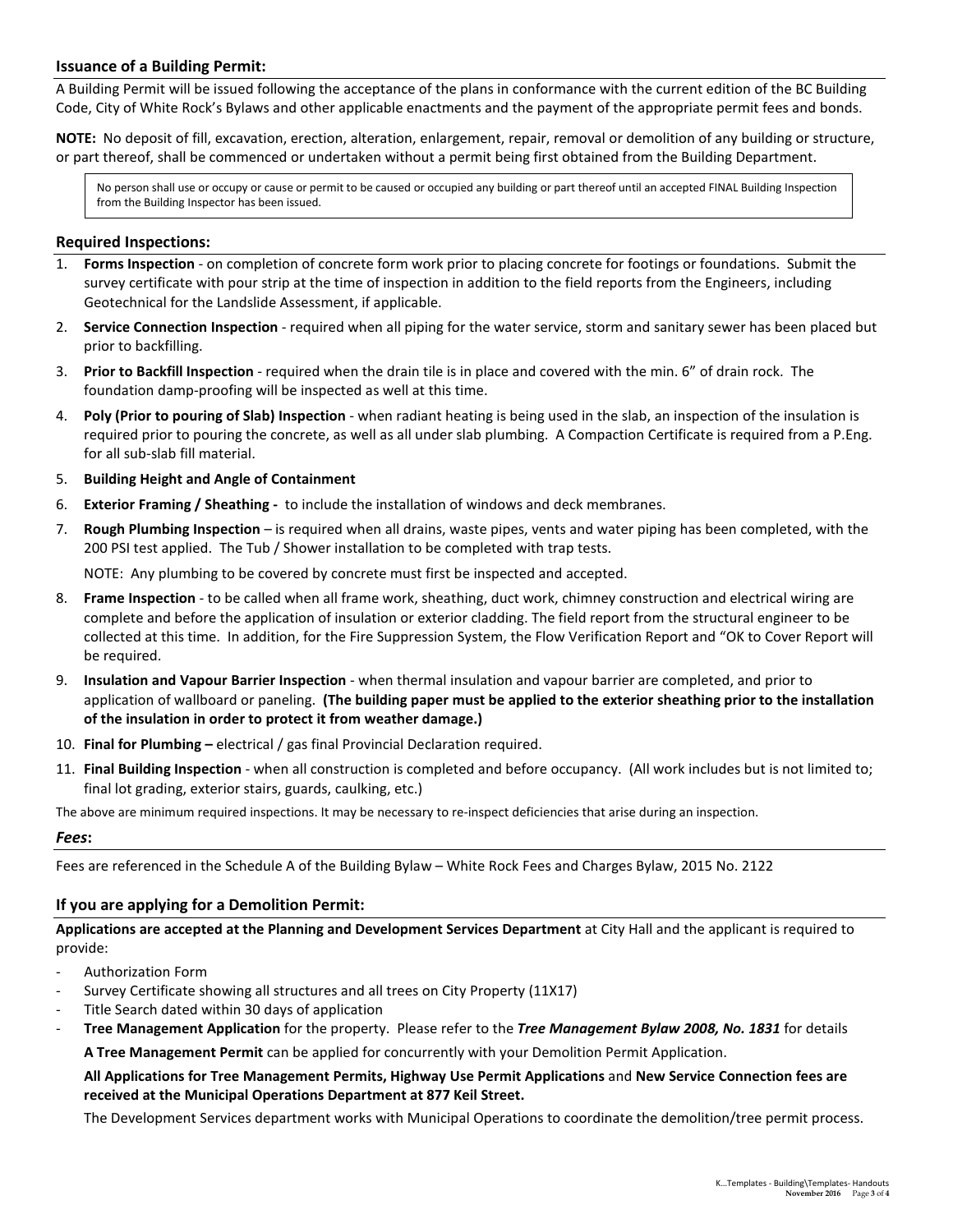## Issuance of a Building Permit:

A Building Permit will be issued following the acceptance of the plans in conformance with the current edition of the BC Building Code, City of White Rock's Bylaws and other applicable enactments and the payment of the appropriate permit fees and bonds.

**NOTE:** No deposit of fill, excavation, erection, alteration, enlargement, repair, removal or demolition of any building or structure, or part thereof, shall be commenced or undertaken without a permit being first obtained from the Building Department.

> No person shall use or occupy or cause or permit to be caused or occupied any building or part thereof until an accepted FINAL Building Inspection from the Building Inspector has been issued.

## Required Inspections:

1. **Forms Inspection** - on completion of concrete form work prior to placing concrete for footings or foundations. Submit the survey certificate with pour strip at the time of inspection in addition to the field reports from the Engineers, including Geotechnical for the Landslide Assessment, if applicable.
2. **Service Connection Inspection** - required when all piping for the water service, storm and sanitary sewer has been placed but prior to backfilling.
3. **Prior to Backfill Inspection** - required when the drain tile is in place and covered with the min. 6" of drain rock. The foundation damp-proofing will be inspected as well at this time.
4. **Poly (Prior to pouring of Slab) Inspection** - when radiant heating is being used in the slab, an inspection of the insulation is required prior to pouring the concrete, as well as all under slab plumbing. A Compaction Certificate is required from a P.Eng. for all sub-slab fill material.
5. **Building Height and Angle of Containment**
6. **Exterior Framing / Sheathing -** to include the installation of windows and deck membranes.
7. **Rough Plumbing Inspection** – is required when all drains, waste pipes, vents and water piping has been completed, with the 200 PSI test applied. The Tub / Shower installation to be completed with trap tests.

   NOTE: Any plumbing to be covered by concrete must first be inspected and accepted.
8. **Frame Inspection** - to be called when all frame work, sheathing, duct work, chimney construction and electrical wiring are complete and before the application of insulation or exterior cladding. The field report from the structural engineer to be collected at this time. In addition, for the Fire Suppression System, the Flow Verification Report and "OK to Cover Report will be required.
9. **Insulation and Vapour Barrier Inspection** - when thermal insulation and vapour barrier are completed, and prior to application of wallboard or paneling. **(The building paper must be applied to the exterior sheathing prior to the installation of the insulation in order to protect it from weather damage.)**
10. **Final for Plumbing –** electrical / gas final Provincial Declaration required.
11. **Final Building Inspection** - when all construction is completed and before occupancy. (All work includes but is not limited to; final lot grading, exterior stairs, guards, caulking, etc.)

The above are minimum required inspections. It may be necessary to re-inspect deficiencies that arise during an inspection.

## *Fees*:

Fees are referenced in the Schedule A of the Building Bylaw – White Rock Fees and Charges Bylaw, 2015 No. 2122

## If you are applying for a Demolition Permit:

**Applications are accepted at the Planning and Development Services Department** at City Hall and the applicant is required to provide:

- Authorization Form
- Survey Certificate showing all structures and all trees on City Property (11X17)
- Title Search dated within 30 days of application
- **Tree Management Application** for the property. Please refer to the ***Tree Management Bylaw 2008, No. 1831*** for details

  **A Tree Management Permit** can be applied for concurrently with your Demolition Permit Application.

  **All Applications for Tree Management Permits, Highway Use Permit Applications** and **New Service Connection fees are received at the Municipal Operations Department at 877 Keil Street.**

  The Development Services department works with Municipal Operations to coordinate the demolition/tree permit process.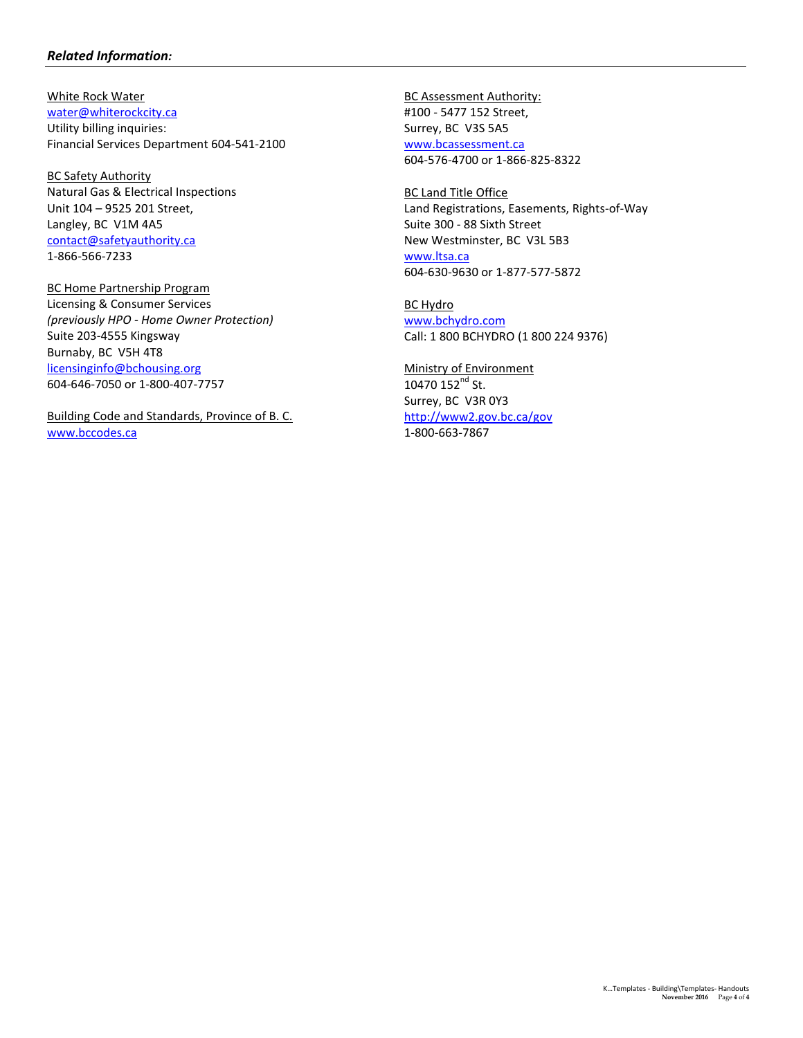***Related Information:***

White Rock Water
water@whiterockcity.ca
Utility billing inquiries:
Financial Services Department 604-541-2100

BC Safety Authority
Natural Gas & Electrical Inspections
Unit 104 – 9525 201 Street,
Langley, BC V1M 4A5
contact@safetyauthority.ca
1-866-566-7233

BC Home Partnership Program
Licensing & Consumer Services
*(previously HPO - Home Owner Protection)*
Suite 203-4555 Kingsway
Burnaby, BC V5H 4T8
licensinginfo@bchousing.org
604-646-7050 or 1-800-407-7757

Building Code and Standards, Province of B. C.
www.bccodes.ca

BC Assessment Authority:
#100 - 5477 152 Street,
Surrey, BC V3S 5A5
www.bcassessment.ca
604-576-4700 or 1-866-825-8322

BC Land Title Office
Land Registrations, Easements, Rights-of-Way
Suite 300 - 88 Sixth Street
New Westminster, BC V3L 5B3
www.ltsa.ca
604-630-9630 or 1-877-577-5872

BC Hydro
www.bchydro.com
Call: 1 800 BCHYDRO (1 800 224 9376)

Ministry of Environment
10470 152nd St.
Surrey, BC V3R 0Y3
http://www2.gov.bc.ca/gov
1-800-663-7867